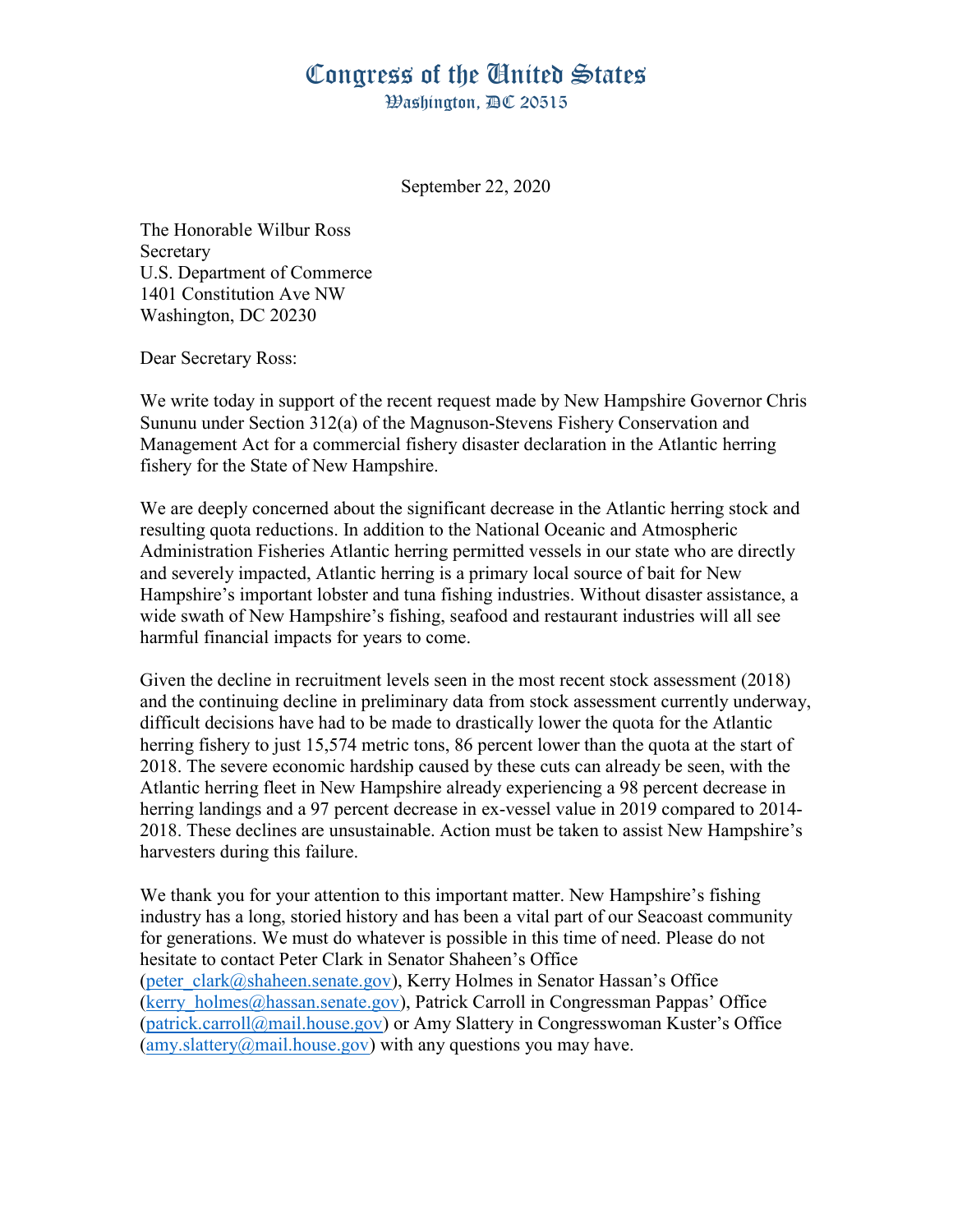# Congress of the United States

Washington, DC 20515

September 22, 2020

The Honorable Wilbur Ross
Secretary
U.S. Department of Commerce
1401 Constitution Ave NW
Washington, DC 20230

Dear Secretary Ross:

We write today in support of the recent request made by New Hampshire Governor Chris Sununu under Section 312(a) of the Magnuson-Stevens Fishery Conservation and Management Act for a commercial fishery disaster declaration in the Atlantic herring fishery for the State of New Hampshire.

We are deeply concerned about the significant decrease in the Atlantic herring stock and resulting quota reductions. In addition to the National Oceanic and Atmospheric Administration Fisheries Atlantic herring permitted vessels in our state who are directly and severely impacted, Atlantic herring is a primary local source of bait for New Hampshire's important lobster and tuna fishing industries. Without disaster assistance, a wide swath of New Hampshire's fishing, seafood and restaurant industries will all see harmful financial impacts for years to come.

Given the decline in recruitment levels seen in the most recent stock assessment (2018) and the continuing decline in preliminary data from stock assessment currently underway, difficult decisions have had to be made to drastically lower the quota for the Atlantic herring fishery to just 15,574 metric tons, 86 percent lower than the quota at the start of 2018. The severe economic hardship caused by these cuts can already be seen, with the Atlantic herring fleet in New Hampshire already experiencing a 98 percent decrease in herring landings and a 97 percent decrease in ex-vessel value in 2019 compared to 2014-2018. These declines are unsustainable. Action must be taken to assist New Hampshire's harvesters during this failure.

We thank you for your attention to this important matter. New Hampshire's fishing industry has a long, storied history and has been a vital part of our Seacoast community for generations. We must do whatever is possible in this time of need. Please do not hesitate to contact Peter Clark in Senator Shaheen's Office (peter_clark@shaheen.senate.gov), Kerry Holmes in Senator Hassan's Office (kerry_holmes@hassan.senate.gov), Patrick Carroll in Congressman Pappas' Office (patrick.carroll@mail.house.gov) or Amy Slattery in Congresswoman Kuster's Office (amy.slattery@mail.house.gov) with any questions you may have.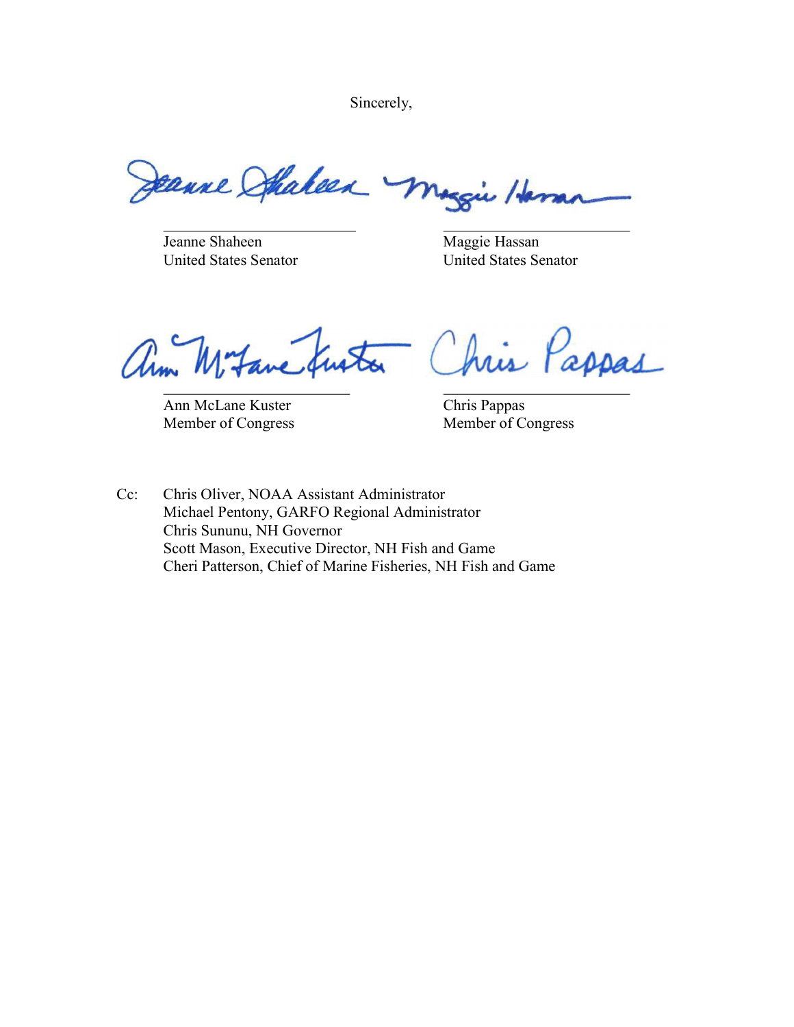Sincerely,

Jeanne Shaheen
United States Senator

Maggie Hassan
United States Senator

Ann McLane Kuster
Member of Congress

Chris Pappas
Member of Congress

Cc: Chris Oliver, NOAA Assistant Administrator
Michael Pentony, GARFO Regional Administrator
Chris Sununu, NH Governor
Scott Mason, Executive Director, NH Fish and Game
Cheri Patterson, Chief of Marine Fisheries, NH Fish and Game